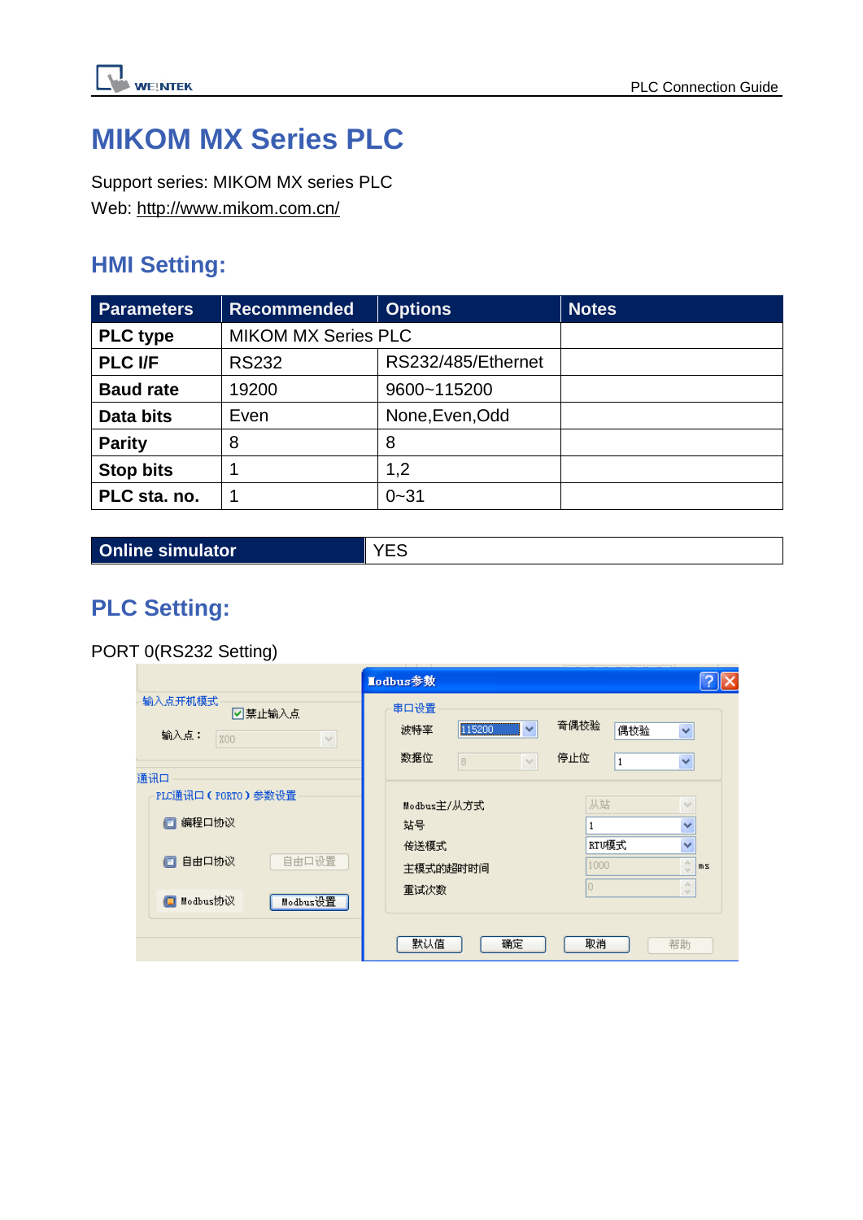// MIKOM MX Series PLC

Support series: MIKOM MX series PLC
Web: http://www.mikom.com.cn/

## HMI Setting:

| Parameters | Recommended | Options | Notes |
|---|---|---|---|
| PLC type | MIKOM MX Series PLC | | |
| PLC I/F | RS232 | RS232/485/Ethernet | |
| Baud rate | 19200 | 9600~115200 | |
| Data bits | Even | None,Even,Odd | |
| Parity | 8 | 8 | |
| Stop bits | 1 | 1,2 | |
| PLC sta. no. | 1 | 0~31 | |

| Online simulator | YES |
|---|---|

## PLC Setting:

PORT 0(RS232 Setting)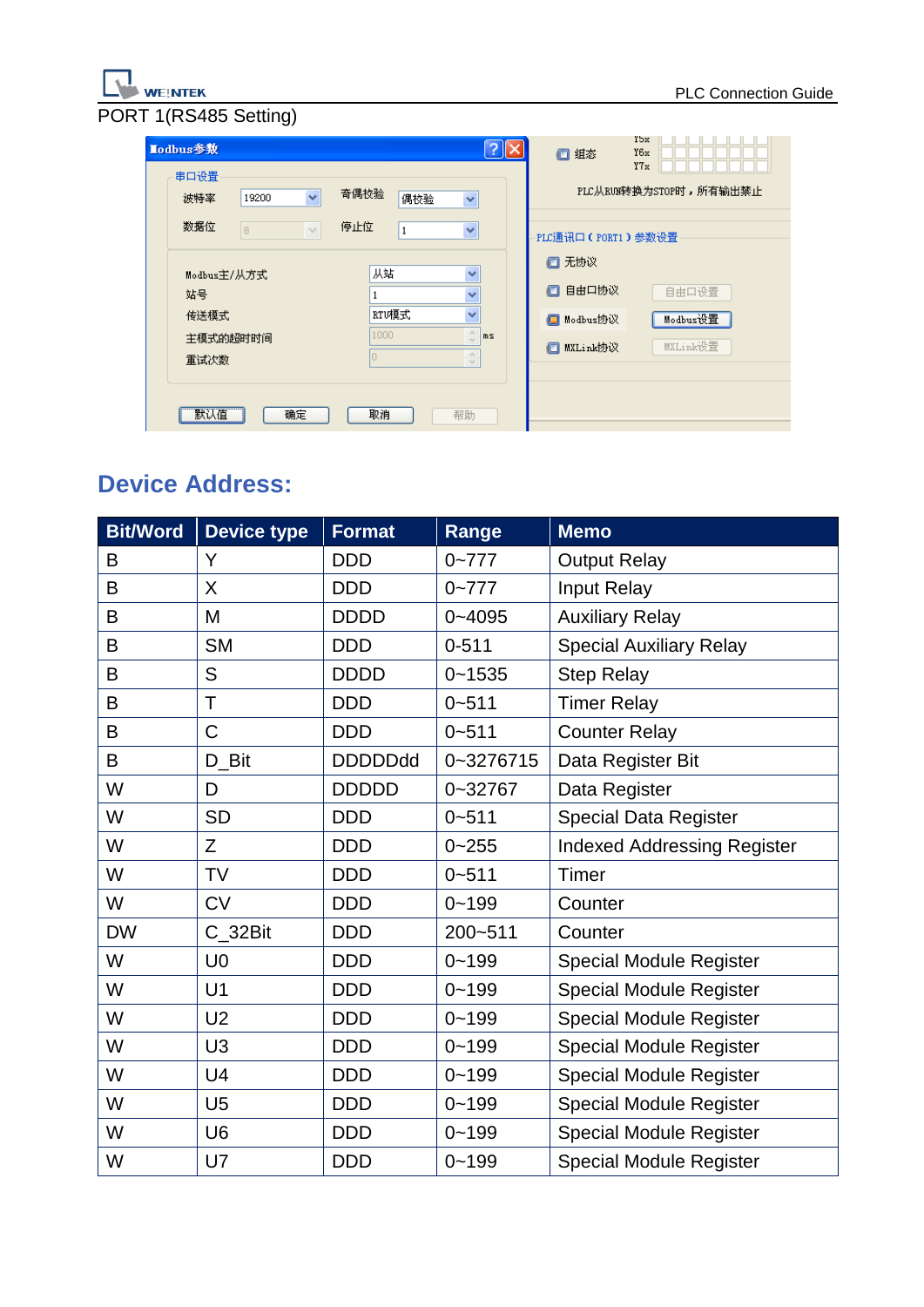PORT 1(RS485 Setting)

## Device Address:

| Bit/Word | Device type | Format | Range | Memo |
|---|---|---|---|---|
| B | Y | DDD | 0~777 | Output Relay |
| B | X | DDD | 0~777 | Input Relay |
| B | M | DDDD | 0~4095 | Auxiliary Relay |
| B | SM | DDD | 0-511 | Special Auxiliary Relay |
| B | S | DDDD | 0~1535 | Step Relay |
| B | T | DDD | 0~511 | Timer Relay |
| B | C | DDD | 0~511 | Counter Relay |
| B | D_Bit | DDDDDdd | 0~3276715 | Data Register Bit |
| W | D | DDDDD | 0~32767 | Data Register |
| W | SD | DDD | 0~511 | Special Data Register |
| W | Z | DDD | 0~255 | Indexed Addressing Register |
| W | TV | DDD | 0~511 | Timer |
| W | CV | DDD | 0~199 | Counter |
| DW | C_32Bit | DDD | 200~511 | Counter |
| W | U0 | DDD | 0~199 | Special Module Register |
| W | U1 | DDD | 0~199 | Special Module Register |
| W | U2 | DDD | 0~199 | Special Module Register |
| W | U3 | DDD | 0~199 | Special Module Register |
| W | U4 | DDD | 0~199 | Special Module Register |
| W | U5 | DDD | 0~199 | Special Module Register |
| W | U6 | DDD | 0~199 | Special Module Register |
| W | U7 | DDD | 0~199 | Special Module Register |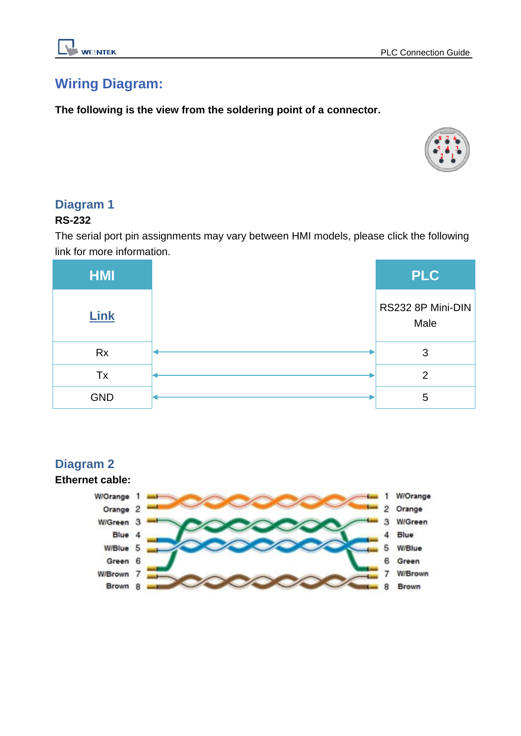## Wiring Diagram:

**The following is the view from the soldering point of a connector.**

8 7 6
5 4 3
2 1

### Diagram 1

**RS-232**

The serial port pin assignments may vary between HMI models, please click the following link for more information.

| HMI | PLC |
| --- | --- |
| Link | RS232 8P Mini-DIN Male |
| Rx | 3 |
| Tx | 2 |
| GND | 5 |

### Diagram 2

**Ethernet cable:**

W/Orange 1 — 1 W/Orange
Orange 2 — 2 Orange
W/Green 3 — 3 W/Green
Blue 4 — 4 Blue
W/Blue 5 — 5 W/Blue
Green 6 — 6 Green
W/Brown 7 — 7 W/Brown
Brown 8 — 8 Brown